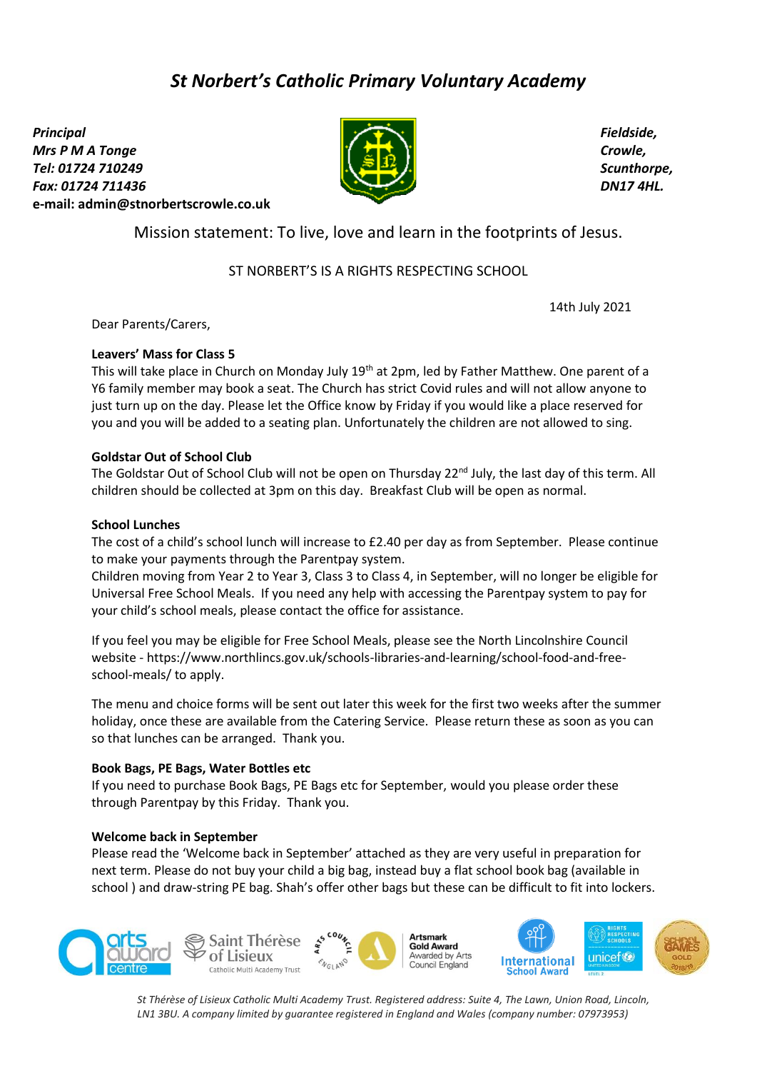# *St Norbert's Catholic Primary Voluntary Academy*

***Principal***
***Mrs P M A Tonge***
***Tel: 01724 710249***
***Fax: 01724 711436***
**e-mail: admin@stnorbertscrowle.co.uk**

***Fieldside,***
***Crowle,***
***Scunthorpe,***
***DN17 4HL.***

Mission statement: To live, love and learn in the footprints of Jesus.

ST NORBERT'S IS A RIGHTS RESPECTING SCHOOL

14th July 2021

Dear Parents/Carers,

**Leavers' Mass for Class 5**

This will take place in Church on Monday July 19th at 2pm, led by Father Matthew. One parent of a Y6 family member may book a seat. The Church has strict Covid rules and will not allow anyone to just turn up on the day. Please let the Office know by Friday if you would like a place reserved for you and you will be added to a seating plan. Unfortunately the children are not allowed to sing.

**Goldstar Out of School Club**

The Goldstar Out of School Club will not be open on Thursday 22nd July, the last day of this term. All children should be collected at 3pm on this day. Breakfast Club will be open as normal.

**School Lunches**

The cost of a child's school lunch will increase to £2.40 per day as from September. Please continue to make your payments through the Parentpay system.
Children moving from Year 2 to Year 3, Class 3 to Class 4, in September, will no longer be eligible for Universal Free School Meals. If you need any help with accessing the Parentpay system to pay for your child's school meals, please contact the office for assistance.

If you feel you may be eligible for Free School Meals, please see the North Lincolnshire Council website - https://www.northlincs.gov.uk/schools-libraries-and-learning/school-food-and-free-school-meals/ to apply.

The menu and choice forms will be sent out later this week for the first two weeks after the summer holiday, once these are available from the Catering Service. Please return these as soon as you can so that lunches can be arranged. Thank you.

**Book Bags, PE Bags, Water Bottles etc**

If you need to purchase Book Bags, PE Bags etc for September, would you please order these through Parentpay by this Friday. Thank you.

**Welcome back in September**

Please read the 'Welcome back in September' attached as they are very useful in preparation for next term. Please do not buy your child a big bag, instead buy a flat school book bag (available in school ) and draw-string PE bag. Shah's offer other bags but these can be difficult to fit into lockers.

*St Thérèse of Lisieux Catholic Multi Academy Trust. Registered address: Suite 4, The Lawn, Union Road, Lincoln, LN1 3BU. A company limited by guarantee registered in England and Wales (company number: 07973953)*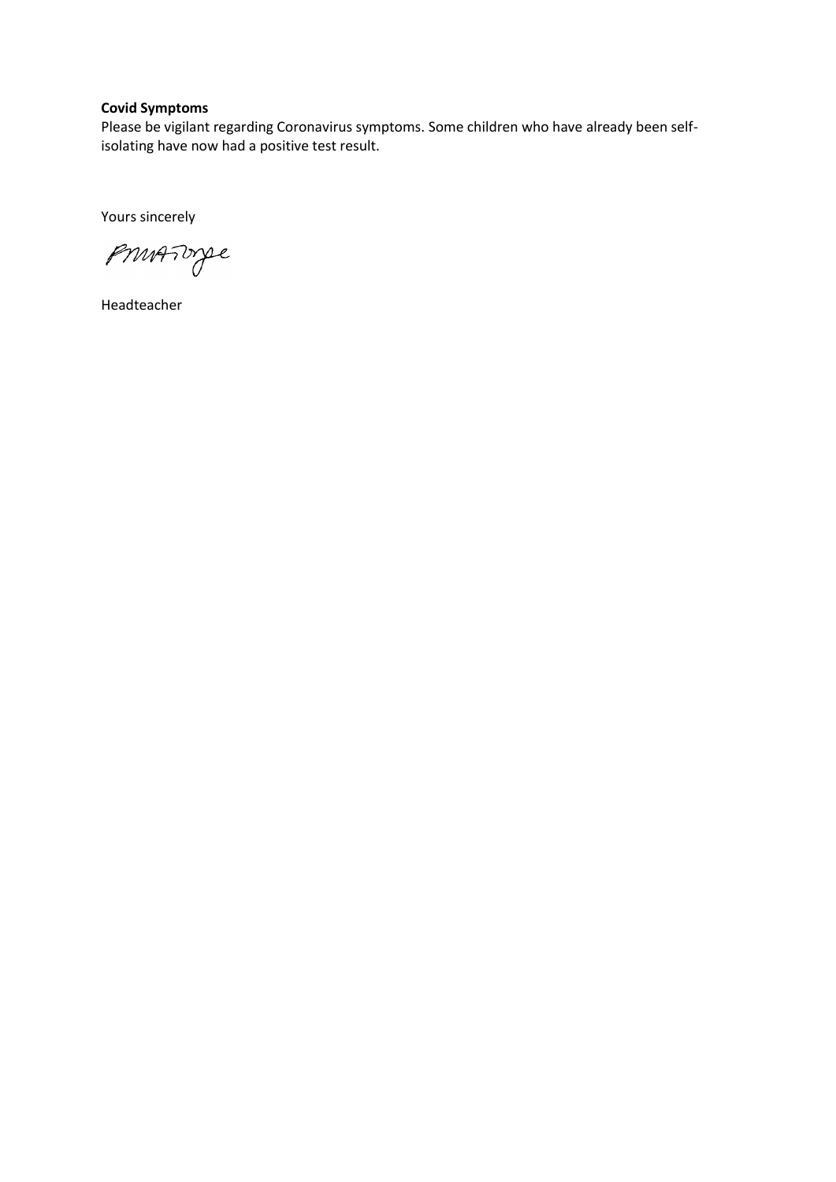**Covid Symptoms**

Please be vigilant regarding Coronavirus symptoms. Some children who have already been self-isolating have now had a positive test result.

Yours sincerely

Headteacher